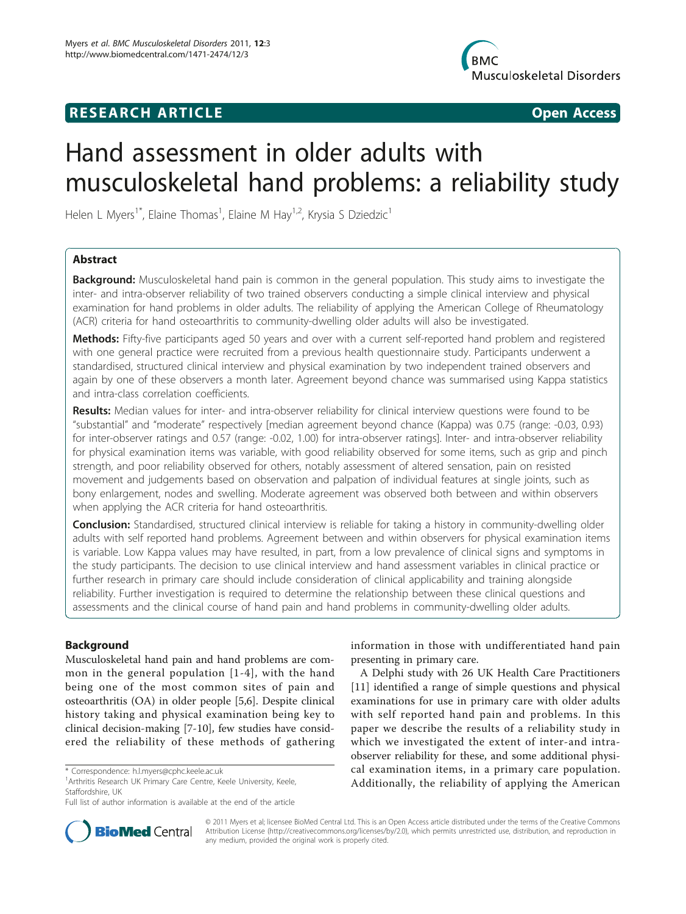**RESEARCH ARTICLE** **Open Access**

# Hand assessment in older adults with musculoskeletal hand problems: a reliability study

Helen L Myers[1*], Elaine Thomas[1], Elaine M Hay[1,2], Krysia S Dziedzic[1]

## Abstract

**Background:** Musculoskeletal hand pain is common in the general population. This study aims to investigate the inter- and intra-observer reliability of two trained observers conducting a simple clinical interview and physical examination for hand problems in older adults. The reliability of applying the American College of Rheumatology (ACR) criteria for hand osteoarthritis to community-dwelling older adults will also be investigated.

**Methods:** Fifty-five participants aged 50 years and over with a current self-reported hand problem and registered with one general practice were recruited from a previous health questionnaire study. Participants underwent a standardised, structured clinical interview and physical examination by two independent trained observers and again by one of these observers a month later. Agreement beyond chance was summarised using Kappa statistics and intra-class correlation coefficients.

**Results:** Median values for inter- and intra-observer reliability for clinical interview questions were found to be "substantial" and "moderate" respectively [median agreement beyond chance (Kappa) was 0.75 (range: -0.03, 0.93) for inter-observer ratings and 0.57 (range: -0.02, 1.00) for intra-observer ratings]. Inter- and intra-observer reliability for physical examination items was variable, with good reliability observed for some items, such as grip and pinch strength, and poor reliability observed for others, notably assessment of altered sensation, pain on resisted movement and judgements based on observation and palpation of individual features at single joints, such as bony enlargement, nodes and swelling. Moderate agreement was observed both between and within observers when applying the ACR criteria for hand osteoarthritis.

**Conclusion:** Standardised, structured clinical interview is reliable for taking a history in community-dwelling older adults with self reported hand problems. Agreement between and within observers for physical examination items is variable. Low Kappa values may have resulted, in part, from a low prevalence of clinical signs and symptoms in the study participants. The decision to use clinical interview and hand assessment variables in clinical practice or further research in primary care should include consideration of clinical applicability and training alongside reliability. Further investigation is required to determine the relationship between these clinical questions and assessments and the clinical course of hand pain and hand problems in community-dwelling older adults.

## Background

Musculoskeletal hand pain and hand problems are common in the general population [1-4], with the hand being one of the most common sites of pain and osteoarthritis (OA) in older people [5,6]. Despite clinical history taking and physical examination being key to clinical decision-making [7-10], few studies have considered the reliability of these methods of gathering information in those with undifferentiated hand pain presenting in primary care.

A Delphi study with 26 UK Health Care Practitioners [11] identified a range of simple questions and physical examinations for use in primary care with older adults with self reported hand pain and problems. In this paper we describe the results of a reliability study in which we investigated the extent of inter-and intra-observer reliability for these, and some additional physical examination items, in a primary care population. Additionally, the reliability of applying the American

\* Correspondence: h.l.myers@cphc.keele.ac.uk
[1]Arthritis Research UK Primary Care Centre, Keele University, Keele, Staffordshire, UK
Full list of author information is available at the end of the article

© 2011 Myers et al; licensee BioMed Central Ltd. This is an Open Access article distributed under the terms of the Creative Commons Attribution License (http://creativecommons.org/licenses/by/2.0), which permits unrestricted use, distribution, and reproduction in any medium, provided the original work is properly cited.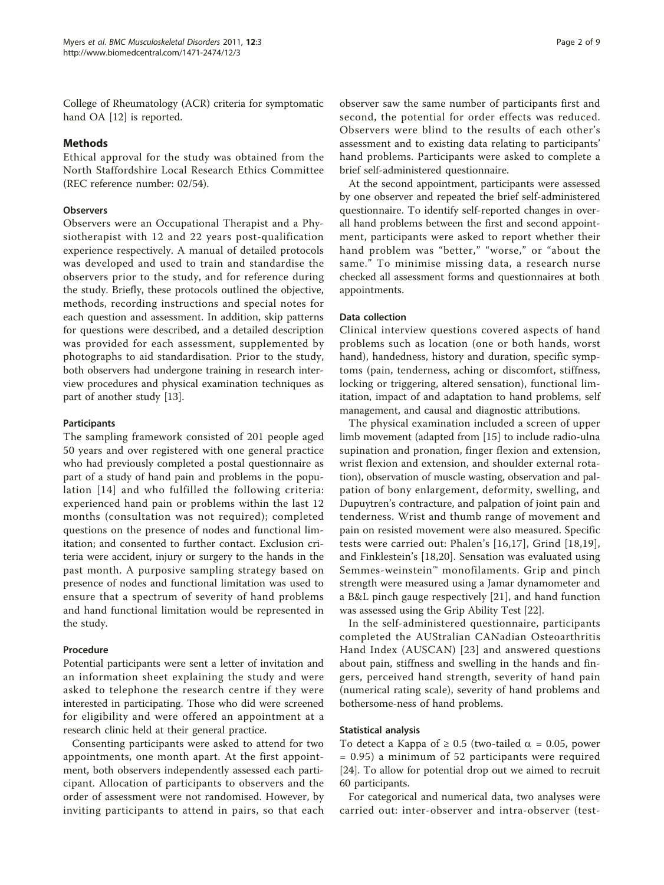College of Rheumatology (ACR) criteria for symptomatic hand OA [12] is reported.

## Methods

Ethical approval for the study was obtained from the North Staffordshire Local Research Ethics Committee (REC reference number: 02/54).

### Observers

Observers were an Occupational Therapist and a Physiotherapist with 12 and 22 years post-qualification experience respectively. A manual of detailed protocols was developed and used to train and standardise the observers prior to the study, and for reference during the study. Briefly, these protocols outlined the objective, methods, recording instructions and special notes for each question and assessment. In addition, skip patterns for questions were described, and a detailed description was provided for each assessment, supplemented by photographs to aid standardisation. Prior to the study, both observers had undergone training in research interview procedures and physical examination techniques as part of another study [13].

### Participants

The sampling framework consisted of 201 people aged 50 years and over registered with one general practice who had previously completed a postal questionnaire as part of a study of hand pain and problems in the population [14] and who fulfilled the following criteria: experienced hand pain or problems within the last 12 months (consultation was not required); completed questions on the presence of nodes and functional limitation; and consented to further contact. Exclusion criteria were accident, injury or surgery to the hands in the past month. A purposive sampling strategy based on presence of nodes and functional limitation was used to ensure that a spectrum of severity of hand problems and hand functional limitation would be represented in the study.

### Procedure

Potential participants were sent a letter of invitation and an information sheet explaining the study and were asked to telephone the research centre if they were interested in participating. Those who did were screened for eligibility and were offered an appointment at a research clinic held at their general practice.

Consenting participants were asked to attend for two appointments, one month apart. At the first appointment, both observers independently assessed each participant. Allocation of participants to observers and the order of assessment were not randomised. However, by inviting participants to attend in pairs, so that each observer saw the same number of participants first and second, the potential for order effects was reduced. Observers were blind to the results of each other's assessment and to existing data relating to participants' hand problems. Participants were asked to complete a brief self-administered questionnaire.

At the second appointment, participants were assessed by one observer and repeated the brief self-administered questionnaire. To identify self-reported changes in overall hand problems between the first and second appointment, participants were asked to report whether their hand problem was "better," "worse," or "about the same." To minimise missing data, a research nurse checked all assessment forms and questionnaires at both appointments.

### Data collection

Clinical interview questions covered aspects of hand problems such as location (one or both hands, worst hand), handedness, history and duration, specific symptoms (pain, tenderness, aching or discomfort, stiffness, locking or triggering, altered sensation), functional limitation, impact of and adaptation to hand problems, self management, and causal and diagnostic attributions.

The physical examination included a screen of upper limb movement (adapted from [15] to include radio-ulna supination and pronation, finger flexion and extension, wrist flexion and extension, and shoulder external rotation), observation of muscle wasting, observation and palpation of bony enlargement, deformity, swelling, and Dupuytren's contracture, and palpation of joint pain and tenderness. Wrist and thumb range of movement and pain on resisted movement were also measured. Specific tests were carried out: Phalen's [16,17], Grind [18,19], and Finklestein's [18,20]. Sensation was evaluated using Semmes-weinstein™ monofilaments. Grip and pinch strength were measured using a Jamar dynamometer and a B&L pinch gauge respectively [21], and hand function was assessed using the Grip Ability Test [22].

In the self-administered questionnaire, participants completed the AUStralian CANadian Osteoarthritis Hand Index (AUSCAN) [23] and answered questions about pain, stiffness and swelling in the hands and fingers, perceived hand strength, severity of hand pain (numerical rating scale), severity of hand problems and bothersome-ness of hand problems.

### Statistical analysis

To detect a Kappa of $\geq 0.5$ (two-tailed $\alpha = 0.05$, power $= 0.95$) a minimum of 52 participants were required [24]. To allow for potential drop out we aimed to recruit 60 participants.

For categorical and numerical data, two analyses were carried out: inter-observer and intra-observer (test-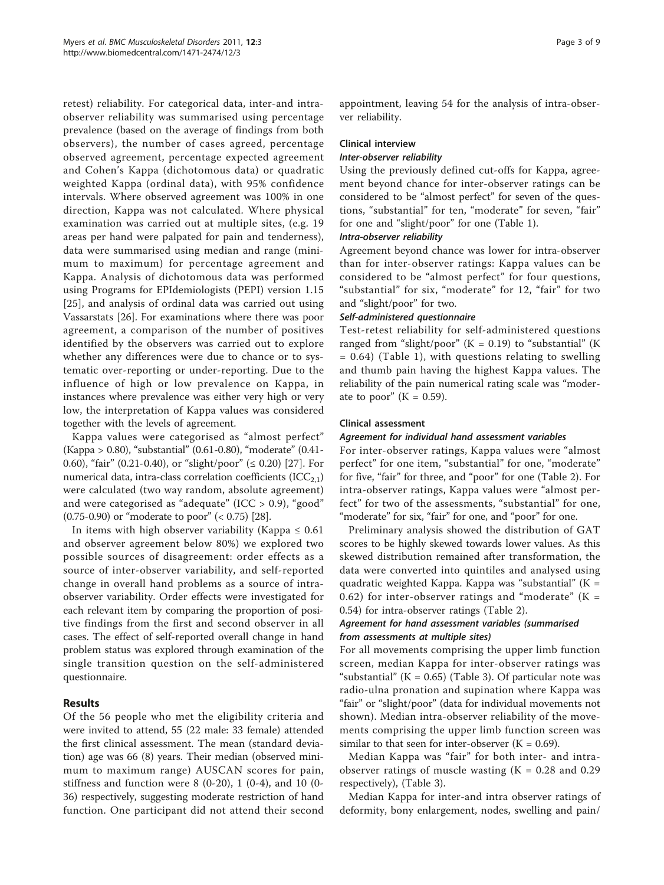retest) reliability. For categorical data, inter-and intra-observer reliability was summarised using percentage prevalence (based on the average of findings from both observers), the number of cases agreed, percentage observed agreement, percentage expected agreement and Cohen's Kappa (dichotomous data) or quadratic weighted Kappa (ordinal data), with 95% confidence intervals. Where observed agreement was 100% in one direction, Kappa was not calculated. Where physical examination was carried out at multiple sites, (e.g. 19 areas per hand were palpated for pain and tenderness), data were summarised using median and range (minimum to maximum) for percentage agreement and Kappa. Analysis of dichotomous data was performed using Programs for EPIdemiologists (PEPI) version 1.15 [25], and analysis of ordinal data was carried out using Vassarstats [26]. For examinations where there was poor agreement, a comparison of the number of positives identified by the observers was carried out to explore whether any differences were due to chance or to systematic over-reporting or under-reporting. Due to the influence of high or low prevalence on Kappa, in instances where prevalence was either very high or very low, the interpretation of Kappa values was considered together with the levels of agreement.

Kappa values were categorised as "almost perfect" (Kappa > 0.80), "substantial" (0.61-0.80), "moderate" (0.41-0.60), "fair" (0.21-0.40), or "slight/poor" (≤ 0.20) [27]. For numerical data, intra-class correlation coefficients ($ICC_{2,1}$) were calculated (two way random, absolute agreement) and were categorised as "adequate" (ICC > 0.9), "good" (0.75-0.90) or "moderate to poor" (< 0.75) [28].

In items with high observer variability (Kappa ≤ 0.61 and observer agreement below 80%) we explored two possible sources of disagreement: order effects as a source of inter-observer variability, and self-reported change in overall hand problems as a source of intra-observer variability. Order effects were investigated for each relevant item by comparing the proportion of positive findings from the first and second observer in all cases. The effect of self-reported overall change in hand problem status was explored through examination of the single transition question on the self-administered questionnaire.

## Results

Of the 56 people who met the eligibility criteria and were invited to attend, 55 (22 male: 33 female) attended the first clinical assessment. The mean (standard deviation) age was 66 (8) years. Their median (observed minimum to maximum range) AUSCAN scores for pain, stiffness and function were 8 (0-20), 1 (0-4), and 10 (0-36) respectively, suggesting moderate restriction of hand function. One participant did not attend their second appointment, leaving 54 for the analysis of intra-observer reliability.

### Clinical interview

#### *Inter-observer reliability*

Using the previously defined cut-offs for Kappa, agreement beyond chance for inter-observer ratings can be considered to be "almost perfect" for seven of the questions, "substantial" for ten, "moderate" for seven, "fair" for one and "slight/poor" for one (Table 1).

#### *Intra-observer reliability*

Agreement beyond chance was lower for intra-observer than for inter-observer ratings: Kappa values can be considered to be "almost perfect" for four questions, "substantial" for six, "moderate" for 12, "fair" for two and "slight/poor" for two.

#### *Self-administered questionnaire*

Test-retest reliability for self-administered questions ranged from "slight/poor" (K = 0.19) to "substantial" (K = 0.64) (Table 1), with questions relating to swelling and thumb pain having the highest Kappa values. The reliability of the pain numerical rating scale was "moderate to poor" (K = 0.59).

### Clinical assessment

#### *Agreement for individual hand assessment variables*

For inter-observer ratings, Kappa values were "almost perfect" for one item, "substantial" for one, "moderate" for five, "fair" for three, and "poor" for one (Table 2). For intra-observer ratings, Kappa values were "almost perfect" for two of the assessments, "substantial" for one, "moderate" for six, "fair" for one, and "poor" for one.

Preliminary analysis showed the distribution of GAT scores to be highly skewed towards lower values. As this skewed distribution remained after transformation, the data were converted into quintiles and analysed using quadratic weighted Kappa. Kappa was "substantial" (K = 0.62) for inter-observer ratings and "moderate" (K = 0.54) for intra-observer ratings (Table 2).

#### *Agreement for hand assessment variables (summarised from assessments at multiple sites)*

For all movements comprising the upper limb function screen, median Kappa for inter-observer ratings was "substantial" (K = 0.65) (Table 3). Of particular note was radio-ulna pronation and supination where Kappa was "fair" or "slight/poor" (data for individual movements not shown). Median intra-observer reliability of the movements comprising the upper limb function screen was similar to that seen for inter-observer (K = 0.69).

Median Kappa was "fair" for both inter- and intra-observer ratings of muscle wasting (K = 0.28 and 0.29 respectively), (Table 3).

Median Kappa for inter-and intra observer ratings of deformity, bony enlargement, nodes, swelling and pain/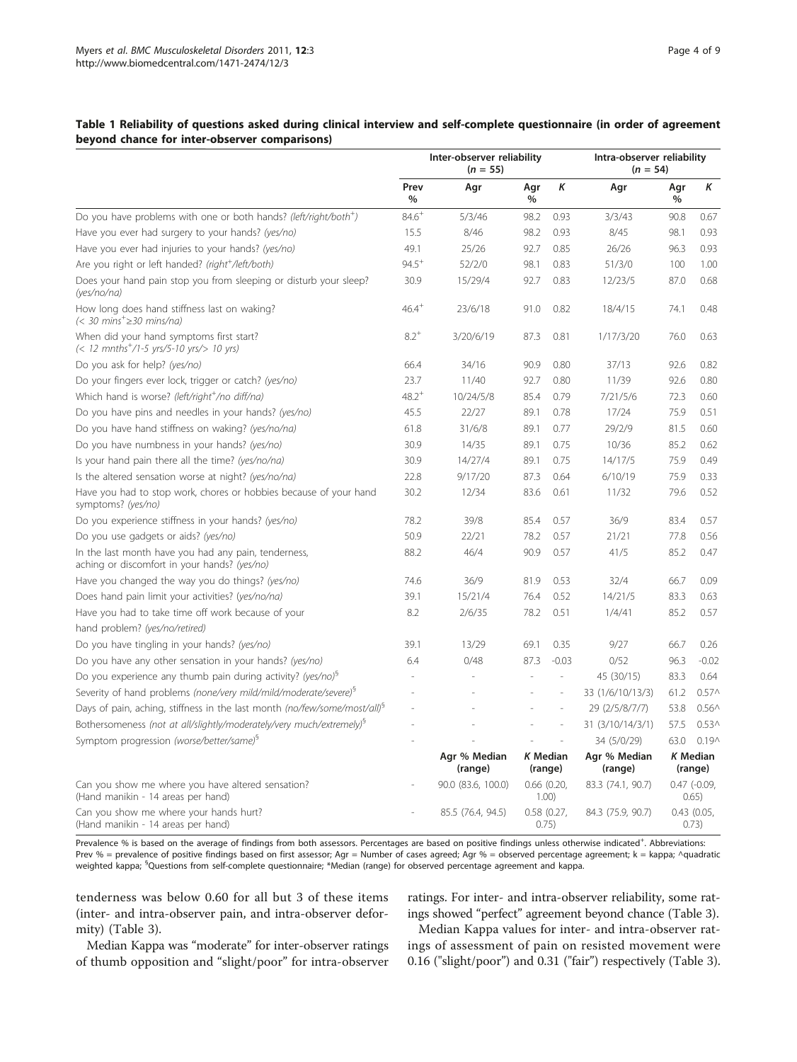**Table 1 Reliability of questions asked during clinical interview and self-complete questionnaire (in order of agreement beyond chance for inter-observer comparisons)**

| | Inter-observer reliability ($n$ = 55) | | | | Intra-observer reliability ($n$ = 54) | | |
|---|---|---|---|---|---|---|---|
| | Prev % | Agr | Agr % | K | Agr | Agr % | K |
| Do you have problems with one or both hands? *(left/right/both⁺)* | 84.6⁺ | 5/3/46 | 98.2 | 0.93 | 3/3/43 | 90.8 | 0.67 |
| Have you ever had surgery to your hands? *(yes/no)* | 15.5 | 8/46 | 98.2 | 0.93 | 8/45 | 98.1 | 0.93 |
| Have you ever had injuries to your hands? *(yes/no)* | 49.1 | 25/26 | 92.7 | 0.85 | 26/26 | 96.3 | 0.93 |
| Are you right or left handed? *(right⁺/left/both)* | 94.5⁺ | 52/2/0 | 98.1 | 0.83 | 51/3/0 | 100 | 1.00 |
| Does your hand pain stop you from sleeping or disturb your sleep? *(yes/no/na)* | 30.9 | 15/29/4 | 92.7 | 0.83 | 12/23/5 | 87.0 | 0.68 |
| How long does hand stiffness last on waking? *(< 30 mins⁺/≥30 mins/na)* | 46.4⁺ | 23/6/18 | 91.0 | 0.82 | 18/4/15 | 74.1 | 0.48 |
| When did your hand symptoms first start? *(< 12 mnths⁺/1-5 yrs/5-10 yrs/> 10 yrs)* | 8.2⁺ | 3/20/6/19 | 87.3 | 0.81 | 1/17/3/20 | 76.0 | 0.63 |
| Do you ask for help? *(yes/no)* | 66.4 | 34/16 | 90.9 | 0.80 | 37/13 | 92.6 | 0.82 |
| Do your fingers ever lock, trigger or catch? *(yes/no)* | 23.7 | 11/40 | 92.7 | 0.80 | 11/39 | 92.6 | 0.80 |
| Which hand is worse? *(left/right⁺/no diff/na)* | 48.2⁺ | 10/24/5/8 | 85.4 | 0.79 | 7/21/5/6 | 72.3 | 0.60 |
| Do you have pins and needles in your hands? *(yes/no)* | 45.5 | 22/27 | 89.1 | 0.78 | 17/24 | 75.9 | 0.51 |
| Do you have hand stiffness on waking? *(yes/no/na)* | 61.8 | 31/6/8 | 89.1 | 0.77 | 29/2/9 | 81.5 | 0.60 |
| Do you have numbness in your hands? *(yes/no)* | 30.9 | 14/35 | 89.1 | 0.75 | 10/36 | 85.2 | 0.62 |
| Is your hand pain there all the time? *(yes/no/na)* | 30.9 | 14/27/4 | 89.1 | 0.75 | 14/17/5 | 75.9 | 0.49 |
| Is the altered sensation worse at night? *(yes/no/na)* | 22.8 | 9/17/20 | 87.3 | 0.64 | 6/10/19 | 75.9 | 0.33 |
| Have you had to stop work, chores or hobbies because of your hand symptoms? *(yes/no)* | 30.2 | 12/34 | 83.6 | 0.61 | 11/32 | 79.6 | 0.52 |
| Do you experience stiffness in your hands? *(yes/no)* | 78.2 | 39/8 | 85.4 | 0.57 | 36/9 | 83.4 | 0.57 |
| Do you use gadgets or aids? *(yes/no)* | 50.9 | 22/21 | 78.2 | 0.57 | 21/21 | 77.8 | 0.56 |
| In the last month have you had any pain, tenderness, aching or discomfort in your hands? *(yes/no)* | 88.2 | 46/4 | 90.9 | 0.57 | 41/5 | 85.2 | 0.47 |
| Have you changed the way you do things? *(yes/no)* | 74.6 | 36/9 | 81.9 | 0.53 | 32/4 | 66.7 | 0.09 |
| Does hand pain limit your activities? *(yes/no/na)* | 39.1 | 15/21/4 | 76.4 | 0.52 | 14/21/5 | 83.3 | 0.63 |
| Have you had to take time off work because of your hand problem? *(yes/no/retired)* | 8.2 | 2/6/35 | 78.2 | 0.51 | 1/4/41 | 85.2 | 0.57 |
| Do you have tingling in your hands? *(yes/no)* | 39.1 | 13/29 | 69.1 | 0.35 | 9/27 | 66.7 | 0.26 |
| Do you have any other sensation in your hands? *(yes/no)* | 6.4 | 0/48 | 87.3 | -0.03 | 0/52 | 96.3 | -0.02 |
| Do you experience any thumb pain during activity? *(yes/no)*[§] | - | - | - | - | 45 (30/15) | 83.3 | 0.64 |
| Severity of hand problems *(none/very mild/mild/moderate/severe)*[§] | - | - | - | - | 33 (1/6/10/13/3) | 61.2 | 0.57^ |
| Days of pain, aching, stiffness in the last month *(no/few/some/most/all)*[§] | - | - | - | - | 29 (2/5/8/7/7) | 53.8 | 0.56^ |
| Bothersomeness *(not at all/slightly/moderately/very much/extremely)*[§] | - | - | - | - | 31 (3/10/14/3/1) | 57.5 | 0.53^ |
| Symptom progression *(worse/better/same)*[§] | - | - | - | - | 34 (5/0/29) | 63.0 | 0.19^ |
| | | Agr % Median (range) | K Median (range) | | Agr % Median (range) | K Median (range) | |
| Can you show me where you have altered sensation? (Hand manikin - 14 areas per hand) | - | 90.0 (83.6, 100.0) | 0.66 (0.20, 1.00) | | 83.3 (74.1, 90.7) | 0.47 (-0.09, 0.65) | |
| Can you show me where your hands hurt? (Hand manikin - 14 areas per hand) | - | 85.5 (76.4, 94.5) | 0.58 (0.27, 0.75) | | 84.3 (75.9, 90.7) | 0.43 (0.05, 0.73) | |

Prevalence % is based on the average of findings from both assessors. Percentages are based on positive findings unless otherwise indicated⁺. Abbreviations: Prev % = prevalence of positive findings based on first assessor; Agr = Number of cases agreed; Agr % = observed percentage agreement; k = kappa; ^quadratic weighted kappa; [§]Questions from self-complete questionnaire; *Median (range) for observed percentage agreement and kappa.

tenderness was below 0.60 for all but 3 of these items (inter- and intra-observer pain, and intra-observer deformity) (Table 3).

Median Kappa was "moderate" for inter-observer ratings of thumb opposition and "slight/poor" for intra-observer ratings. For inter- and intra-observer reliability, some ratings showed "perfect" agreement beyond chance (Table 3).

Median Kappa values for inter- and intra-observer ratings of assessment of pain on resisted movement were 0.16 ("slight/poor") and 0.31 ("fair") respectively (Table 3).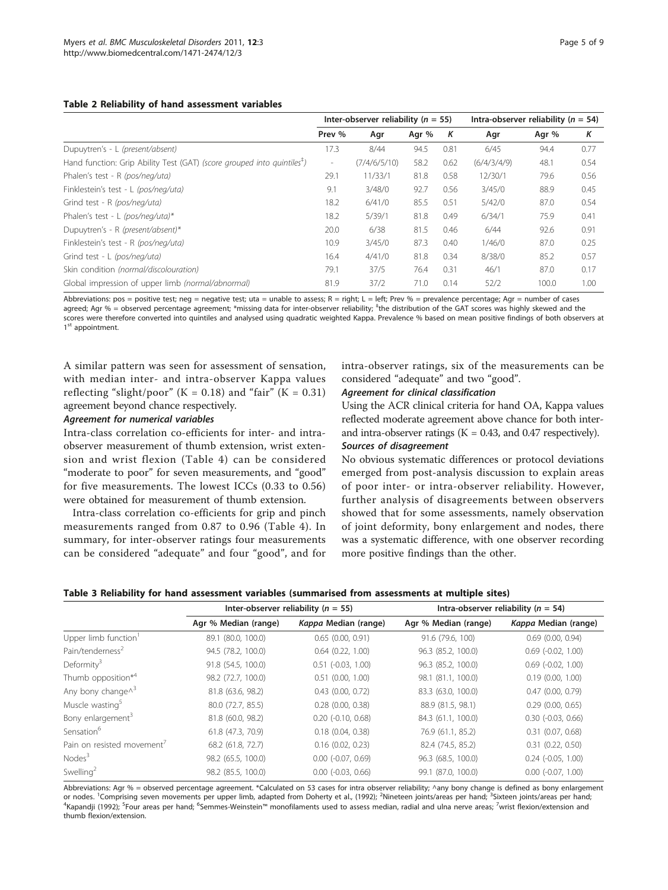**Table 2 Reliability of hand assessment variables**

| | Inter-observer reliability ($n$ = 55) | | | | Intra-observer reliability ($n$ = 54) | | |
|---|---|---|---|---|---|---|---|
| | Prev % | Agr | Agr % | $K$ | Agr | Agr % | $K$ |
| Dupuytren's - L *(present/absent)* | 17.3 | 8/44 | 94.5 | 0.81 | 6/45 | 94.4 | 0.77 |
| Hand function: Grip Ability Test (GAT) *(score grouped into quintiles[‡])* | - | (7/4/6/5/10) | 58.2 | 0.62 | (6/4/3/4/9) | 48.1 | 0.54 |
| Phalen's test - R *(pos/neg/uta)* | 29.1 | 11/33/1 | 81.8 | 0.58 | 12/30/1 | 79.6 | 0.56 |
| Finklestein's test - L *(pos/neg/uta)* | 9.1 | 3/48/0 | 92.7 | 0.56 | 3/45/0 | 88.9 | 0.45 |
| Grind test - R *(pos/neg/uta)* | 18.2 | 6/41/0 | 85.5 | 0.51 | 5/42/0 | 87.0 | 0.54 |
| Phalen's test - L *(pos/neg/uta)** | 18.2 | 5/39/1 | 81.8 | 0.49 | 6/34/1 | 75.9 | 0.41 |
| Dupuytren's - R *(present/absent)** | 20.0 | 6/38 | 81.5 | 0.46 | 6/44 | 92.6 | 0.91 |
| Finklestein's test - R *(pos/neg/uta)* | 10.9 | 3/45/0 | 87.3 | 0.40 | 1/46/0 | 87.0 | 0.25 |
| Grind test - L *(pos/neg/uta)* | 16.4 | 4/41/0 | 81.8 | 0.34 | 8/38/0 | 85.2 | 0.57 |
| Skin condition *(normal/discolouration)* | 79.1 | 37/5 | 76.4 | 0.31 | 46/1 | 87.0 | 0.17 |
| Global impression of upper limb *(normal/abnormal)* | 81.9 | 37/2 | 71.0 | 0.14 | 52/2 | 100.0 | 1.00 |

Abbreviations: pos = positive test; neg = negative test; uta = unable to assess; R = right; L = left; Prev % = prevalence percentage; Agr = number of cases agreed; Agr % = observed percentage agreement; *missing data for inter-observer reliability; [‡]the distribution of the GAT scores was highly skewed and the scores were therefore converted into quintiles and analysed using quadratic weighted Kappa. Prevalence % based on mean positive findings of both observers at 1[st] appointment.

A similar pattern was seen for assessment of sensation, with median inter- and intra-observer Kappa values reflecting "slight/poor" (K = 0.18) and "fair" (K = 0.31) agreement beyond chance respectively.

#### Agreement for numerical variables

Intra-class correlation co-efficients for inter- and intra-observer measurement of thumb extension, wrist extension and wrist flexion (Table 4) can be considered "moderate to poor" for seven measurements, and "good" for five measurements. The lowest ICCs (0.33 to 0.56) were obtained for measurement of thumb extension.

Intra-class correlation co-efficients for grip and pinch measurements ranged from 0.87 to 0.96 (Table 4). In summary, for inter-observer ratings four measurements can be considered "adequate" and four "good", and for intra-observer ratings, six of the measurements can be considered "adequate" and two "good".

#### Agreement for clinical classification

Using the ACR clinical criteria for hand OA, Kappa values reflected moderate agreement above chance for both inter- and intra-observer ratings (K = 0.43, and 0.47 respectively).

#### Sources of disagreement

No obvious systematic differences or protocol deviations emerged from post-analysis discussion to explain areas of poor inter- or intra-observer reliability. However, further analysis of disagreements between observers showed that for some assessments, namely observation of joint deformity, bony enlargement and nodes, there was a systematic difference, with one observer recording more positive findings than the other.

**Table 3 Reliability for hand assessment variables (summarised from assessments at multiple sites)**

| | Inter-observer reliability ($n$ = 55) | | Intra-observer reliability ($n$ = 54) | |
|---|---|---|---|---|
| | Agr % Median (range) | *Kappa* Median (range) | Agr % Median (range) | *Kappa* Median (range) |
| Upper limb function[1] | 89.1 (80.0, 100.0) | 0.65 (0.00, 0.91) | 91.6 (79.6, 100) | 0.69 (0.00, 0.94) |
| Pain/tenderness[2] | 94.5 (78.2, 100.0) | 0.64 (0.22, 1.00) | 96.3 (85.2, 100.0) | 0.69 (-0.02, 1.00) |
| Deformity[3] | 91.8 (54.5, 100.0) | 0.51 (-0.03, 1.00) | 96.3 (85.2, 100.0) | 0.69 (-0.02, 1.00) |
| Thumb opposition*[4] | 98.2 (72.7, 100.0) | 0.51 (0.00, 1.00) | 98.1 (81.1, 100.0) | 0.19 (0.00, 1.00) |
| Any bony change^[3] | 81.8 (63.6, 98.2) | 0.43 (0.00, 0.72) | 83.3 (63.0, 100.0) | 0.47 (0.00, 0.79) |
| Muscle wasting[5] | 80.0 (72.7, 85.5) | 0.28 (0.00, 0.38) | 88.9 (81.5, 98.1) | 0.29 (0.00, 0.65) |
| Bony enlargement[3] | 81.8 (60.0, 98.2) | 0.20 (-0.10, 0.68) | 84.3 (61.1, 100.0) | 0.30 (-0.03, 0.66) |
| Sensation[6] | 61.8 (47.3, 70.9) | 0.18 (0.04, 0.38) | 76.9 (61.1, 85.2) | 0.31 (0.07, 0.68) |
| Pain on resisted movement[7] | 68.2 (61.8, 72.7) | 0.16 (0.02, 0.23) | 82.4 (74.5, 85.2) | 0.31 (0.22, 0.50) |
| Nodes[3] | 98.2 (65.5, 100.0) | 0.00 (-0.07, 0.69) | 96.3 (68.5, 100.0) | 0.24 (-0.05, 1.00) |
| Swelling[2] | 98.2 (85.5, 100.0) | 0.00 (-0.03, 0.66) | 99.1 (87.0, 100.0) | 0.00 (-0.07, 1.00) |

Abbreviations: Agr % = observed percentage agreement. *Calculated on 53 cases for intra observer reliability; ^any bony change is defined as bony enlargement or nodes. [1]Comprising seven movements per upper limb, adapted from Doherty et al., (1992); [2]Nineteen joints/areas per hand; [3]Sixteen joints/areas per hand; [4]Kapandji (1992); [5]Four areas per hand; [6]Semmes-Weinstein™ monofilaments used to assess median, radial and ulna nerve areas; [7]wrist flexion/extension and thumb flexion/extension.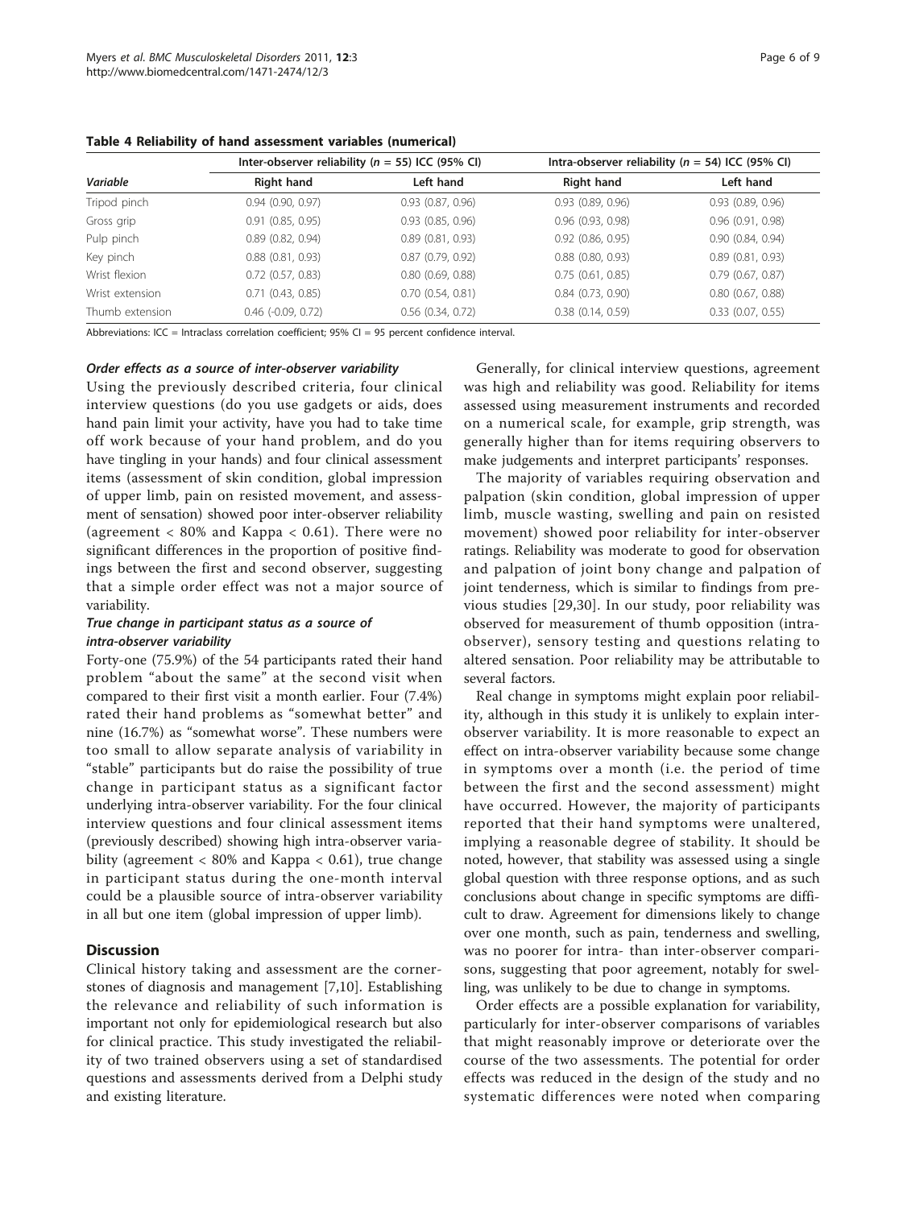**Table 4 Reliability of hand assessment variables (numerical)**

| Variable | Inter-observer reliability (*n* = 55) ICC (95% CI) | | Intra-observer reliability (*n* = 54) ICC (95% CI) | |
|---|---|---|---|---|
| | Right hand | Left hand | Right hand | Left hand |
| Tripod pinch | 0.94 (0.90, 0.97) | 0.93 (0.87, 0.96) | 0.93 (0.89, 0.96) | 0.93 (0.89, 0.96) |
| Gross grip | 0.91 (0.85, 0.95) | 0.93 (0.85, 0.96) | 0.96 (0.93, 0.98) | 0.96 (0.91, 0.98) |
| Pulp pinch | 0.89 (0.82, 0.94) | 0.89 (0.81, 0.93) | 0.92 (0.86, 0.95) | 0.90 (0.84, 0.94) |
| Key pinch | 0.88 (0.81, 0.93) | 0.87 (0.79, 0.92) | 0.88 (0.80, 0.93) | 0.89 (0.81, 0.93) |
| Wrist flexion | 0.72 (0.57, 0.83) | 0.80 (0.69, 0.88) | 0.75 (0.61, 0.85) | 0.79 (0.67, 0.87) |
| Wrist extension | 0.71 (0.43, 0.85) | 0.70 (0.54, 0.81) | 0.84 (0.73, 0.90) | 0.80 (0.67, 0.88) |
| Thumb extension | 0.46 (-0.09, 0.72) | 0.56 (0.34, 0.72) | 0.38 (0.14, 0.59) | 0.33 (0.07, 0.55) |

Abbreviations: ICC = Intraclass correlation coefficient; 95% CI = 95 percent confidence interval.

#### *Order effects as a source of inter-observer variability*

Using the previously described criteria, four clinical interview questions (do you use gadgets or aids, does hand pain limit your activity, have you had to take time off work because of your hand problem, and do you have tingling in your hands) and four clinical assessment items (assessment of skin condition, global impression of upper limb, pain on resisted movement, and assessment of sensation) showed poor inter-observer reliability (agreement < 80% and Kappa < 0.61). There were no significant differences in the proportion of positive findings between the first and second observer, suggesting that a simple order effect was not a major source of variability.

#### *True change in participant status as a source of intra-observer variability*

Forty-one (75.9%) of the 54 participants rated their hand problem "about the same" at the second visit when compared to their first visit a month earlier. Four (7.4%) rated their hand problems as "somewhat better" and nine (16.7%) as "somewhat worse". These numbers were too small to allow separate analysis of variability in "stable" participants but do raise the possibility of true change in participant status as a significant factor underlying intra-observer variability. For the four clinical interview questions and four clinical assessment items (previously described) showing high intra-observer variability (agreement < 80% and Kappa < 0.61), true change in participant status during the one-month interval could be a plausible source of intra-observer variability in all but one item (global impression of upper limb).

## Discussion

Clinical history taking and assessment are the cornerstones of diagnosis and management [7,10]. Establishing the relevance and reliability of such information is important not only for epidemiological research but also for clinical practice. This study investigated the reliability of two trained observers using a set of standardised questions and assessments derived from a Delphi study and existing literature.

Generally, for clinical interview questions, agreement was high and reliability was good. Reliability for items assessed using measurement instruments and recorded on a numerical scale, for example, grip strength, was generally higher than for items requiring observers to make judgements and interpret participants' responses.

The majority of variables requiring observation and palpation (skin condition, global impression of upper limb, muscle wasting, swelling and pain on resisted movement) showed poor reliability for inter-observer ratings. Reliability was moderate to good for observation and palpation of joint bony change and palpation of joint tenderness, which is similar to findings from previous studies [29,30]. In our study, poor reliability was observed for measurement of thumb opposition (intra-observer), sensory testing and questions relating to altered sensation. Poor reliability may be attributable to several factors.

Real change in symptoms might explain poor reliability, although in this study it is unlikely to explain inter-observer variability. It is more reasonable to expect an effect on intra-observer variability because some change in symptoms over a month (i.e. the period of time between the first and the second assessment) might have occurred. However, the majority of participants reported that their hand symptoms were unaltered, implying a reasonable degree of stability. It should be noted, however, that stability was assessed using a single global question with three response options, and as such conclusions about change in specific symptoms are difficult to draw. Agreement for dimensions likely to change over one month, such as pain, tenderness and swelling, was no poorer for intra- than inter-observer comparisons, suggesting that poor agreement, notably for swelling, was unlikely to be due to change in symptoms.

Order effects are a possible explanation for variability, particularly for inter-observer comparisons of variables that might reasonably improve or deteriorate over the course of the two assessments. The potential for order effects was reduced in the design of the study and no systematic differences were noted when comparing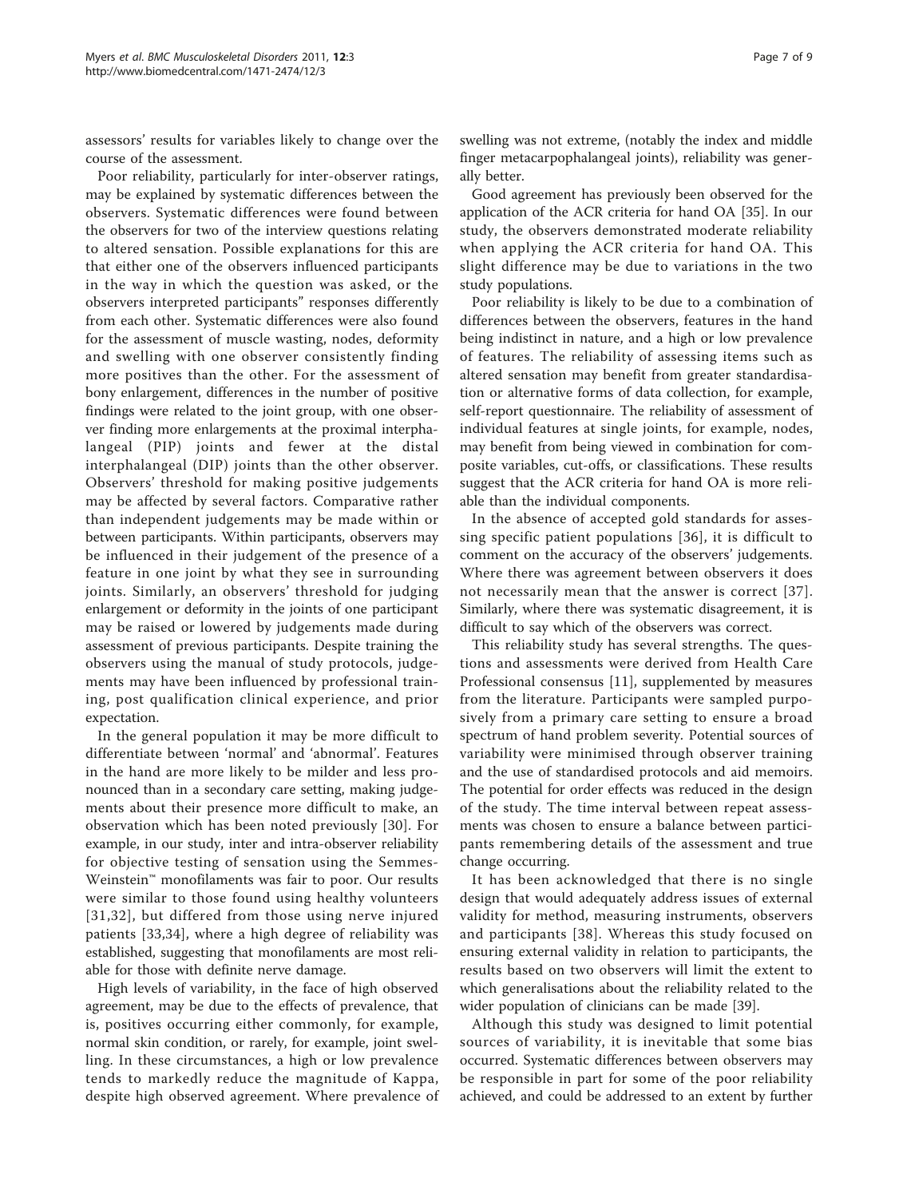assessors' results for variables likely to change over the course of the assessment.

Poor reliability, particularly for inter-observer ratings, may be explained by systematic differences between the observers. Systematic differences were found between the observers for two of the interview questions relating to altered sensation. Possible explanations for this are that either one of the observers influenced participants in the way in which the question was asked, or the observers interpreted participants" responses differently from each other. Systematic differences were also found for the assessment of muscle wasting, nodes, deformity and swelling with one observer consistently finding more positives than the other. For the assessment of bony enlargement, differences in the number of positive findings were related to the joint group, with one observer finding more enlargements at the proximal interphalangeal (PIP) joints and fewer at the distal interphalangeal (DIP) joints than the other observer. Observers' threshold for making positive judgements may be affected by several factors. Comparative rather than independent judgements may be made within or between participants. Within participants, observers may be influenced in their judgement of the presence of a feature in one joint by what they see in surrounding joints. Similarly, an observers' threshold for judging enlargement or deformity in the joints of one participant may be raised or lowered by judgements made during assessment of previous participants. Despite training the observers using the manual of study protocols, judgements may have been influenced by professional training, post qualification clinical experience, and prior expectation.

In the general population it may be more difficult to differentiate between 'normal' and 'abnormal'. Features in the hand are more likely to be milder and less pronounced than in a secondary care setting, making judgements about their presence more difficult to make, an observation which has been noted previously [30]. For example, in our study, inter and intra-observer reliability for objective testing of sensation using the Semmes-Weinstein™ monofilaments was fair to poor. Our results were similar to those found using healthy volunteers [31,32], but differed from those using nerve injured patients [33,34], where a high degree of reliability was established, suggesting that monofilaments are most reliable for those with definite nerve damage.

High levels of variability, in the face of high observed agreement, may be due to the effects of prevalence, that is, positives occurring either commonly, for example, normal skin condition, or rarely, for example, joint swelling. In these circumstances, a high or low prevalence tends to markedly reduce the magnitude of Kappa, despite high observed agreement. Where prevalence of swelling was not extreme, (notably the index and middle finger metacarpophalangeal joints), reliability was generally better.

Good agreement has previously been observed for the application of the ACR criteria for hand OA [35]. In our study, the observers demonstrated moderate reliability when applying the ACR criteria for hand OA. This slight difference may be due to variations in the two study populations.

Poor reliability is likely to be due to a combination of differences between the observers, features in the hand being indistinct in nature, and a high or low prevalence of features. The reliability of assessing items such as altered sensation may benefit from greater standardisation or alternative forms of data collection, for example, self-report questionnaire. The reliability of assessment of individual features at single joints, for example, nodes, may benefit from being viewed in combination for composite variables, cut-offs, or classifications. These results suggest that the ACR criteria for hand OA is more reliable than the individual components.

In the absence of accepted gold standards for assessing specific patient populations [36], it is difficult to comment on the accuracy of the observers' judgements. Where there was agreement between observers it does not necessarily mean that the answer is correct [37]. Similarly, where there was systematic disagreement, it is difficult to say which of the observers was correct.

This reliability study has several strengths. The questions and assessments were derived from Health Care Professional consensus [11], supplemented by measures from the literature. Participants were sampled purposively from a primary care setting to ensure a broad spectrum of hand problem severity. Potential sources of variability were minimised through observer training and the use of standardised protocols and aid memoirs. The potential for order effects was reduced in the design of the study. The time interval between repeat assessments was chosen to ensure a balance between participants remembering details of the assessment and true change occurring.

It has been acknowledged that there is no single design that would adequately address issues of external validity for method, measuring instruments, observers and participants [38]. Whereas this study focused on ensuring external validity in relation to participants, the results based on two observers will limit the extent to which generalisations about the reliability related to the wider population of clinicians can be made [39].

Although this study was designed to limit potential sources of variability, it is inevitable that some bias occurred. Systematic differences between observers may be responsible in part for some of the poor reliability achieved, and could be addressed to an extent by further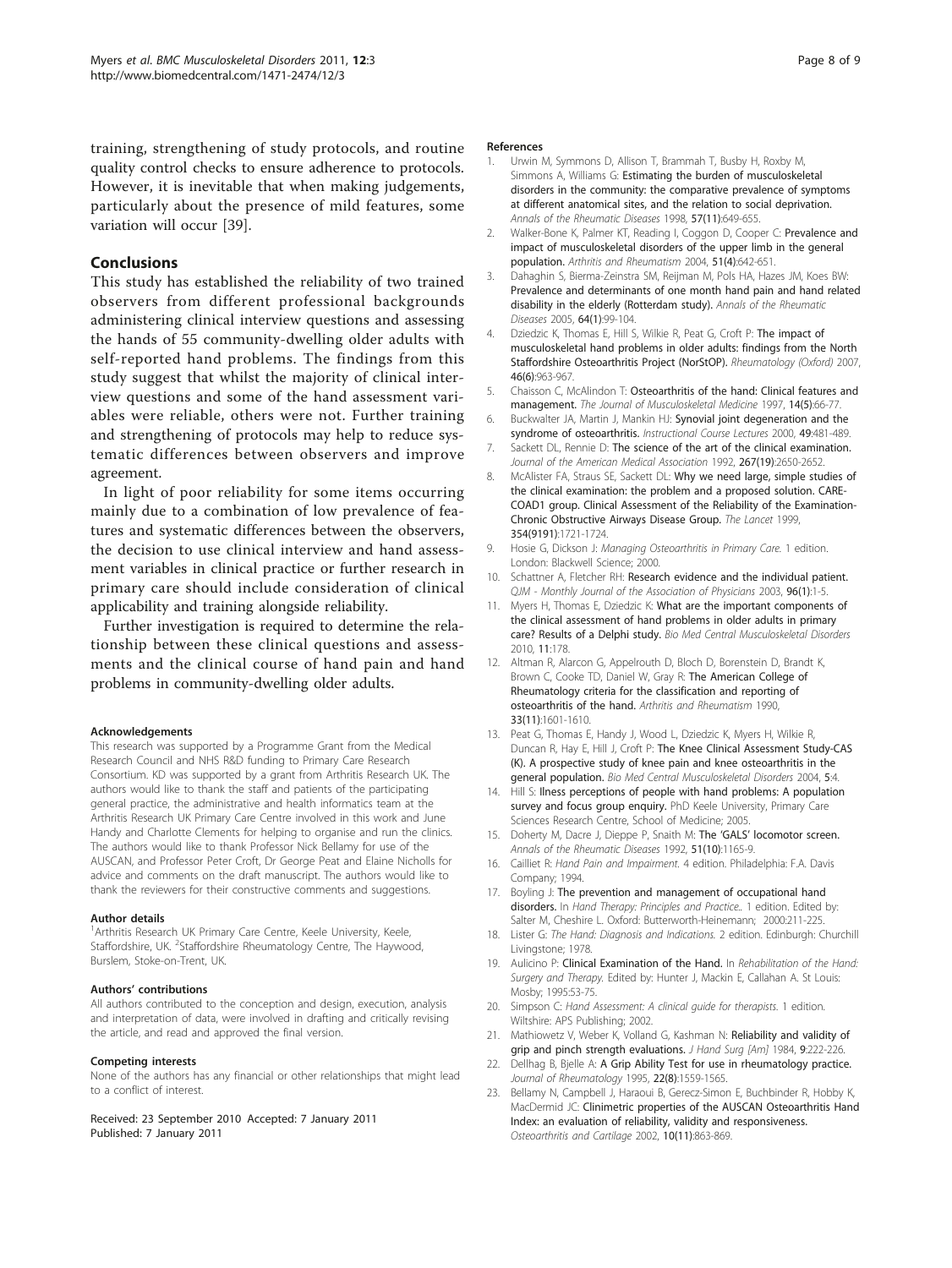training, strengthening of study protocols, and routine quality control checks to ensure adherence to protocols. However, it is inevitable that when making judgements, particularly about the presence of mild features, some variation will occur [39].

## Conclusions

This study has established the reliability of two trained observers from different professional backgrounds administering clinical interview questions and assessing the hands of 55 community-dwelling older adults with self-reported hand problems. The findings from this study suggest that whilst the majority of clinical interview questions and some of the hand assessment variables were reliable, others were not. Further training and strengthening of protocols may help to reduce systematic differences between observers and improve agreement.

In light of poor reliability for some items occurring mainly due to a combination of low prevalence of features and systematic differences between the observers, the decision to use clinical interview and hand assessment variables in clinical practice or further research in primary care should include consideration of clinical applicability and training alongside reliability.

Further investigation is required to determine the relationship between these clinical questions and assessments and the clinical course of hand pain and hand problems in community-dwelling older adults.

#### Acknowledgements

This research was supported by a Programme Grant from the Medical Research Council and NHS R&D funding to Primary Care Research Consortium. KD was supported by a grant from Arthritis Research UK. The authors would like to thank the staff and patients of the participating general practice, the administrative and health informatics team at the Arthritis Research UK Primary Care Centre involved in this work and June Handy and Charlotte Clements for helping to organise and run the clinics. The authors would like to thank Professor Nick Bellamy for use of the AUSCAN, and Professor Peter Croft, Dr George Peat and Elaine Nicholls for advice and comments on the draft manuscript. The authors would like to thank the reviewers for their constructive comments and suggestions.

#### Author details

[1]Arthritis Research UK Primary Care Centre, Keele University, Keele, Staffordshire, UK. [2]Staffordshire Rheumatology Centre, The Haywood, Burslem, Stoke-on-Trent, UK.

#### Authors' contributions

All authors contributed to the conception and design, execution, analysis and interpretation of data, were involved in drafting and critically revising the article, and read and approved the final version.

#### Competing interests

None of the authors has any financial or other relationships that might lead to a conflict of interest.

Received: 23 September 2010 Accepted: 7 January 2011
Published: 7 January 2011

#### References

1. Urwin M, Symmons D, Allison T, Brammah T, Busby H, Roxby M, Simmons A, Williams G: Estimating the burden of musculoskeletal disorders in the community: the comparative prevalence of symptoms at different anatomical sites, and the relation to social deprivation. *Annals of the Rheumatic Diseases* 1998, 57(11):649-655.
2. Walker-Bone K, Palmer KT, Reading I, Coggon D, Cooper C: Prevalence and impact of musculoskeletal disorders of the upper limb in the general population. *Arthritis and Rheumatism* 2004, 51(4):642-651.
3. Dahaghin S, Bierma-Zeinstra SM, Reijman M, Pols HA, Hazes JM, Koes BW: Prevalence and determinants of one month hand pain and hand related disability in the elderly (Rotterdam study). *Annals of the Rheumatic Diseases* 2005, 64(1):99-104.
4. Dziedzic K, Thomas E, Hill S, Wilkie R, Peat G, Croft P: The impact of musculoskeletal hand problems in older adults: findings from the North Staffordshire Osteoarthritis Project (NorStOP). *Rheumatology (Oxford)* 2007, 46(6):963-967.
5. Chaisson C, McAlindon T: Osteoarthritis of the hand: Clinical features and management. *The Journal of Musculoskeletal Medicine* 1997, 14(5):66-77.
6. Buckwalter JA, Martin J, Mankin HJ: Synovial joint degeneration and the syndrome of osteoarthritis. *Instructional Course Lectures* 2000, 49:481-489.
7. Sackett DL, Rennie D: The science of the art of the clinical examination. *Journal of the American Medical Association* 1992, 267(19):2650-2652.
8. McAlister FA, Straus SE, Sackett DL: Why we need large, simple studies of the clinical examination: the problem and a proposed solution. CARE-COAD1 group. Clinical Assessment of the Reliability of the Examination-Chronic Obstructive Airways Disease Group. *The Lancet* 1999, 354(9191):1721-1724.
9. Hosie G, Dickson J: *Managing Osteoarthritis in Primary Care.* 1 edition. London: Blackwell Science; 2000.
10. Schattner A, Fletcher RH: Research evidence and the individual patient. *QJM - Monthly Journal of the Association of Physicians* 2003, 96(1):1-5.
11. Myers H, Thomas E, Dziedzic K: What are the important components of the clinical assessment of hand problems in older adults in primary care? Results of a Delphi study. *Bio Med Central Musculoskeletal Disorders* 2010, 11:178.
12. Altman R, Alarcon G, Appelrouth D, Bloch D, Borenstein D, Brandt K, Brown C, Cooke TD, Daniel W, Gray R: The American College of Rheumatology criteria for the classification and reporting of osteoarthritis of the hand. *Arthritis and Rheumatism* 1990, 33(11):1601-1610.
13. Peat G, Thomas E, Handy J, Wood L, Dziedzic K, Myers H, Wilkie R, Duncan R, Hay E, Hill J, Croft P: The Knee Clinical Assessment Study-CAS (K). A prospective study of knee pain and knee osteoarthritis in the general population. *Bio Med Central Musculoskeletal Disorders* 2004, 5:4.
14. Hill S: Illness perceptions of people with hand problems: A population survey and focus group enquiry. PhD Keele University, Primary Care Sciences Research Centre, School of Medicine; 2005.
15. Doherty M, Dacre J, Dieppe P, Snaith M: The 'GALS' locomotor screen. *Annals of the Rheumatic Diseases* 1992, 51(10):1165-9.
16. Cailliet R: *Hand Pain and Impairment.* 4 edition. Philadelphia: F.A. Davis Company; 1994.
17. Boyling J: The prevention and management of occupational hand disorders. In *Hand Therapy: Principles and Practice.*. 1 edition. Edited by: Salter M, Cheshire L. Oxford: Butterworth-Heinemann; 2000:211-225.
18. Lister G: *The Hand: Diagnosis and Indications.* 2 edition. Edinburgh: Churchill Livingstone; 1978.
19. Aulicino P: Clinical Examination of the Hand. In *Rehabilitation of the Hand: Surgery and Therapy.* Edited by: Hunter J, Mackin E, Callahan A. St Louis: Mosby; 1995:53-75.
20. Simpson C: *Hand Assessment: A clinical guide for therapists.* 1 edition. Wiltshire: APS Publishing; 2002.
21. Mathiowetz V, Weber K, Volland G, Kashman N: Reliability and validity of grip and pinch strength evaluations. *J Hand Surg [Am]* 1984, 9:222-226.
22. Dellhag B, Bjelle A: A Grip Ability Test for use in rheumatology practice. *Journal of Rheumatology* 1995, 22(8):1559-1565.
23. Bellamy N, Campbell J, Haraoui B, Gerecz-Simon E, Buchbinder R, Hobby K, MacDermid JC: Clinimetric properties of the AUSCAN Osteoarthritis Hand Index: an evaluation of reliability, validity and responsiveness. *Osteoarthritis and Cartilage* 2002, 10(11):863-869.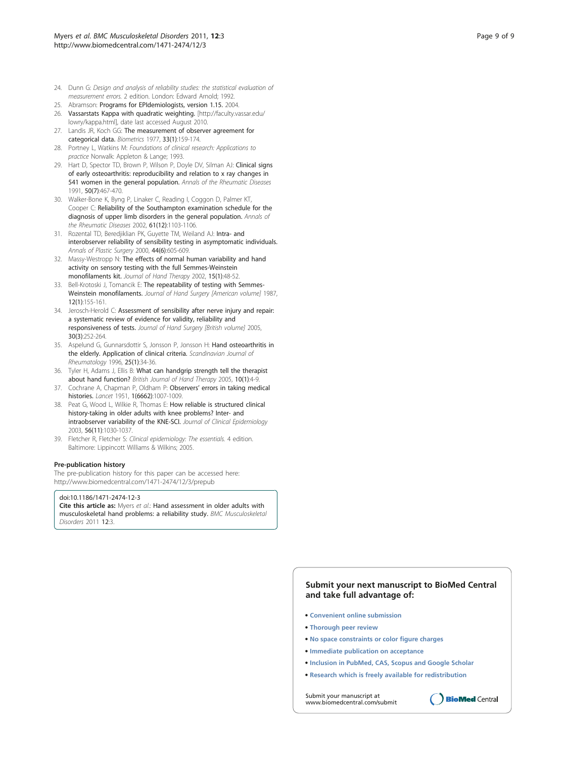24. Dunn G: *Design and analysis of reliability studies: the statistical evaluation of measurement errors.* 2 edition. London: Edward Arnold; 1992.
25. Abramson: **Programs for EPIdemiologists, version 1.15.** 2004.
26. **Vassarstats Kappa with quadratic weighting.** [http://faculty.vassar.edu/lowry/kappa.html], date last accessed August 2010.
27. Landis JR, Koch GG: **The measurement of observer agreement for categorical data.** *Biometrics* 1977, **33(1)**:159-174.
28. Portney L, Watkins M: *Foundations of clinical research: Applications to practice* Norwalk: Appleton & Lange; 1993.
29. Hart D, Spector TD, Brown P, Wilson P, Doyle DV, Silman AJ: **Clinical signs of early osteoarthritis: reproducibility and relation to x ray changes in 541 women in the general population.** *Annals of the Rheumatic Diseases* 1991, **50(7)**:467-470.
30. Walker-Bone K, Byng P, Linaker C, Reading I, Coggon D, Palmer KT, Cooper C: **Reliability of the Southampton examination schedule for the diagnosis of upper limb disorders in the general population.** *Annals of the Rheumatic Diseases* 2002, **61(12)**:1103-1106.
31. Rozental TD, Beredjiklian PK, Guyette TM, Weiland AJ: **Intra- and interobserver reliability of sensibility testing in asymptomatic individuals.** *Annals of Plastic Surgery* 2000, **44(6)**:605-609.
32. Massy-Westropp N: **The effects of normal human variability and hand activity on sensory testing with the full Semmes-Weinstein monofilaments kit.** *Journal of Hand Therapy* 2002, **15(1)**:48-52.
33. Bell-Krotoski J, Tomancik E: **The repeatability of testing with Semmes-Weinstein monofilaments.** *Journal of Hand Surgery [American volume]* 1987, **12(1)**:155-161.
34. Jerosch-Herold C: **Assessment of sensibility after nerve injury and repair: a systematic review of evidence for validity, reliability and responsiveness of tests.** *Journal of Hand Surgery [British volume]* 2005, **30(3)**:252-264.
35. Aspelund G, Gunnarsdottir S, Jonsson P, Jonsson H: **Hand osteoarthritis in the elderly. Application of clinical criteria.** *Scandinavian Journal of Rheumatology* 1996, **25(1)**:34-36.
36. Tyler H, Adams J, Ellis B: **What can handgrip strength tell the therapist about hand function?** *British Journal of Hand Therapy* 2005, **10(1)**:4-9.
37. Cochrane A, Chapman P, Oldham P: **Observers' errors in taking medical histories.** *Lancet* 1951, **1(6662)**:1007-1009.
38. Peat G, Wood L, Wilkie R, Thomas E: **How reliable is structured clinical history-taking in older adults with knee problems? Inter- and intraobserver variability of the KNE-SCI.** *Journal of Clinical Epidemiology* 2003, **56(11)**:1030-1037.
39. Fletcher R, Fletcher S: *Clinical epidemiology: The essentials.* 4 edition. Baltimore: Lippincott Williams & Wilkins; 2005.

### Pre-publication history

The pre-publication history for this paper can be accessed here:
http://www.biomedcentral.com/1471-2474/12/3/prepub

doi:10.1186/1471-2474-12-3

**Cite this article as:** Myers *et al.*: Hand assessment in older adults with musculoskeletal hand problems: a reliability study. *BMC Musculoskeletal Disorders* 2011 **12**:3.

**Submit your next manuscript to BioMed Central and take full advantage of:**

- **Convenient online submission**
- **Thorough peer review**
- **No space constraints or color figure charges**
- **Immediate publication on acceptance**
- **Inclusion in PubMed, CAS, Scopus and Google Scholar**
- **Research which is freely available for redistribution**

Submit your manuscript at
www.biomedcentral.com/submit

BioMed Central